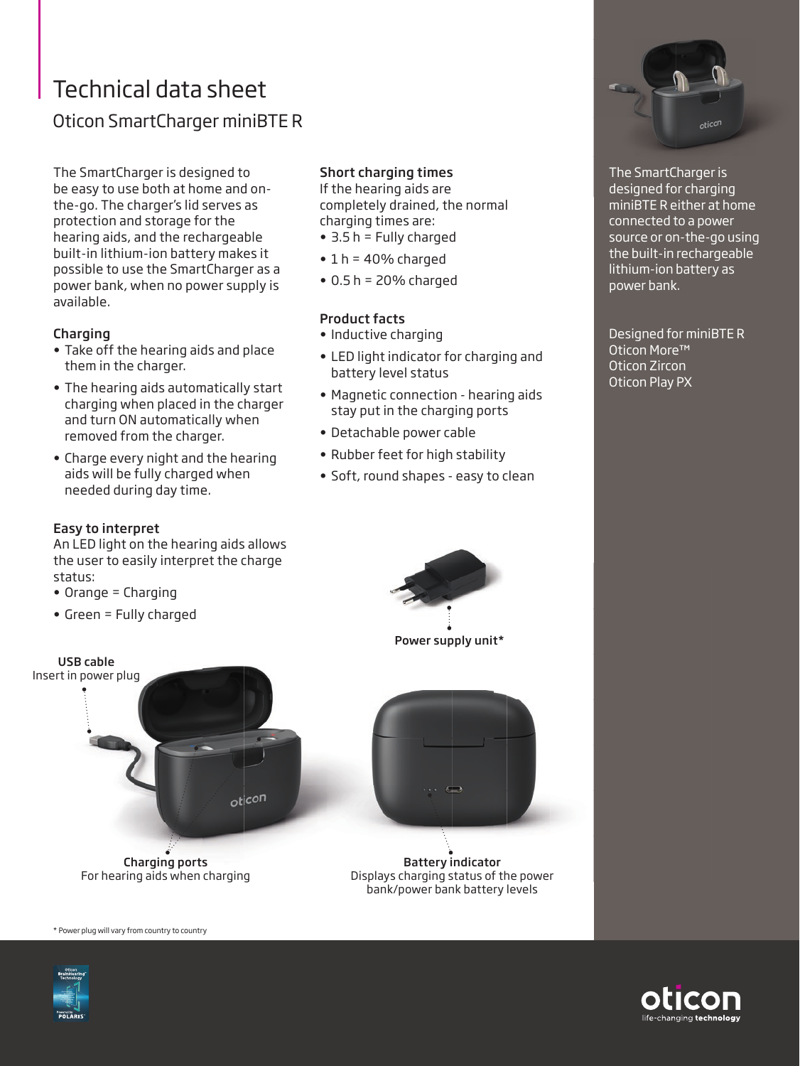# Technical data sheet

## Oticon SmartCharger miniBTE R

The SmartCharger is designed to be easy to use both at home and on-the-go. The charger's lid serves as protection and storage for the hearing aids, and the rechargeable built-in lithium-ion battery makes it possible to use the SmartCharger as a power bank, when no power supply is available.

### Charging

- Take off the hearing aids and place them in the charger.
- The hearing aids automatically start charging when placed in the charger and turn ON automatically when removed from the charger.
- Charge every night and the hearing aids will be fully charged when needed during day time.

### Easy to interpret

An LED light on the hearing aids allows the user to easily interpret the charge status:

- Orange = Charging
- Green = Fully charged

### Short charging times

If the hearing aids are completely drained, the normal charging times are:

- 3.5 h = Fully charged
- 1 h = 40% charged
- 0.5 h = 20% charged

### Product facts

- Inductive charging
- LED light indicator for charging and battery level status
- Magnetic connection - hearing aids stay put in the charging ports
- Detachable power cable
- Rubber feet for high stability
- Soft, round shapes - easy to clean

**Power supply unit***

**USB cable**
Insert in power plug

**Charging ports**
For hearing aids when charging

**Battery indicator**
Displays charging status of the power bank/power bank battery levels

The SmartCharger is designed for charging miniBTE R either at home connected to a power source or on-the-go using the built-in rechargeable lithium-ion battery as power bank.

Designed for miniBTE R
Oticon More™
Oticon Zircon
Oticon Play PX

\* Power plug will vary from country to country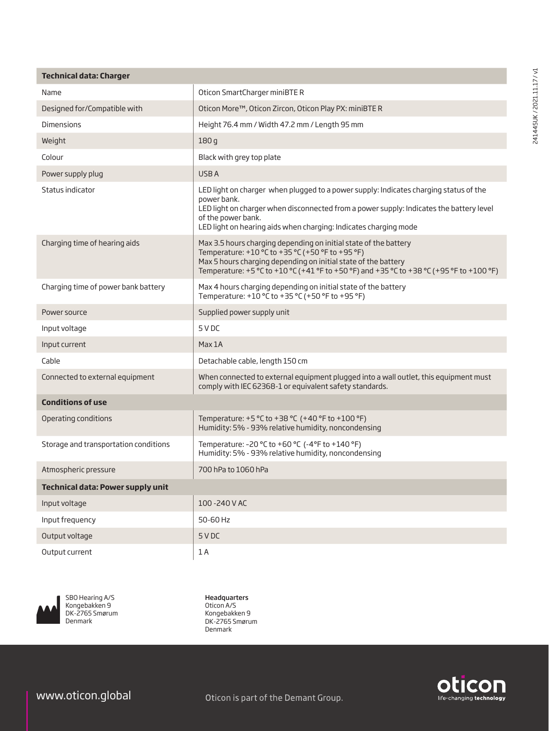| Technical data: Charger | |
|---|---|
| Name | Oticon SmartCharger miniBTE R |
| Designed for/Compatible with | Oticon More™, Oticon Zircon, Oticon Play PX: miniBTE R |
| Dimensions | Height 76.4 mm / Width 47.2 mm / Length 95 mm |
| Weight | 180 g |
| Colour | Black with grey top plate |
| Power supply plug | USB A |
| Status indicator | LED light on charger when plugged to a power supply: Indicates charging status of the power bank.<br>LED light on charger when disconnected from a power supply: Indicates the battery level of the power bank.<br>LED light on hearing aids when charging: Indicates charging mode |
| Charging time of hearing aids | Max 3.5 hours charging depending on initial state of the battery<br>Temperature: +10 °C to +35 °C (+50 °F to +95 °F)<br>Max 5 hours charging depending on initial state of the battery<br>Temperature: +5 °C to +10 °C (+41 °F to +50 °F) and +35 °C to +38 °C (+95 °F to +100 °F) |
| Charging time of power bank battery | Max 4 hours charging depending on initial state of the battery<br>Temperature: +10 °C to +35 °C (+50 °F to +95 °F) |
| Power source | Supplied power supply unit |
| Input voltage | 5 V DC |
| Input current | Max 1A |
| Cable | Detachable cable, length 150 cm |
| Connected to external equipment | When connected to external equipment plugged into a wall outlet, this equipment must comply with IEC 62368-1 or equivalent safety standards. |
| **Conditions of use** | |
| Operating conditions | Temperature: +5 °C to +38 °C (+40 °F to +100 °F)<br>Humidity: 5% - 93% relative humidity, noncondensing |
| Storage and transportation conditions | Temperature: -20 °C to +60 °C (-4°F to +140 °F)<br>Humidity: 5% - 93% relative humidity, noncondensing |
| Atmospheric pressure | 700 hPa to 1060 hPa |
| **Technical data: Power supply unit** | |
| Input voltage | 100 -240 V AC |
| Input frequency | 50-60 Hz |
| Output voltage | 5 V DC |
| Output current | 1 A |

SBO Hearing A/S
Kongebakken 9
DK-2765 Smørum
Denmark

**Headquarters**
Oticon A/S
Kongebakken 9
DK-2765 Smørum
Denmark

241445UK / 2021.11.17 / v1

www.oticon.global

Oticon is part of the Demant Group.

oticon
life-changing **technology**